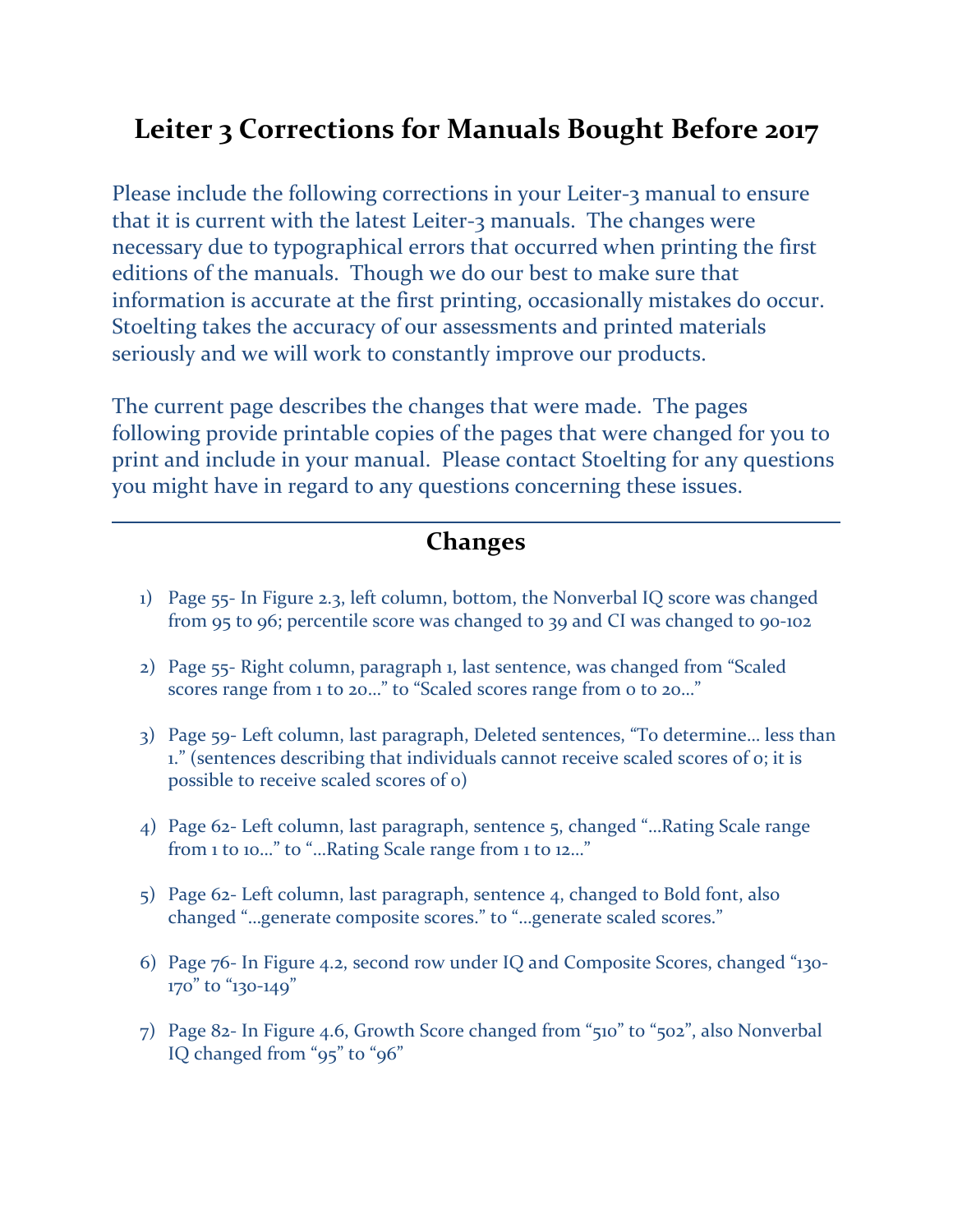# Leiter 3 Corrections for Manuals Bought Before 2017

Please include the following corrections in your Leiter-3 manual to ensure that it is current with the latest Leiter-3 manuals. The changes were necessary due to typographical errors that occurred when printing the first editions of the manuals. Though we do our best to make sure that information is accurate at the first printing, occasionally mistakes do occur. Stoelting takes the accuracy of our assessments and printed materials seriously and we will work to constantly improve our products.

The current page describes the changes that were made. The pages following provide printable copies of the pages that were changed for you to print and include in your manual. Please contact Stoelting for any questions you might have in regard to any questions concerning these issues.

---

## Changes

1) Page 55- In Figure 2.3, left column, bottom, the Nonverbal IQ score was changed from 95 to 96; percentile score was changed to 39 and CI was changed to 90-102

2) Page 55- Right column, paragraph 1, last sentence, was changed from "Scaled scores range from 1 to 20…" to "Scaled scores range from 0 to 20…"

3) Page 59- Left column, last paragraph, Deleted sentences, "To determine… less than 1." (sentences describing that individuals cannot receive scaled scores of 0; it is possible to receive scaled scores of 0)

4) Page 62- Left column, last paragraph, sentence 5, changed "…Rating Scale range from 1 to 10…" to "…Rating Scale range from 1 to 12…"

5) Page 62- Left column, last paragraph, sentence 4, changed to Bold font, also changed "…generate composite scores." to "…generate scaled scores."

6) Page 76- In Figure 4.2, second row under IQ and Composite Scores, changed "130-170" to "130-149"

7) Page 82- In Figure 4.6, Growth Score changed from "510" to "502", also Nonverbal IQ changed from "95" to "96"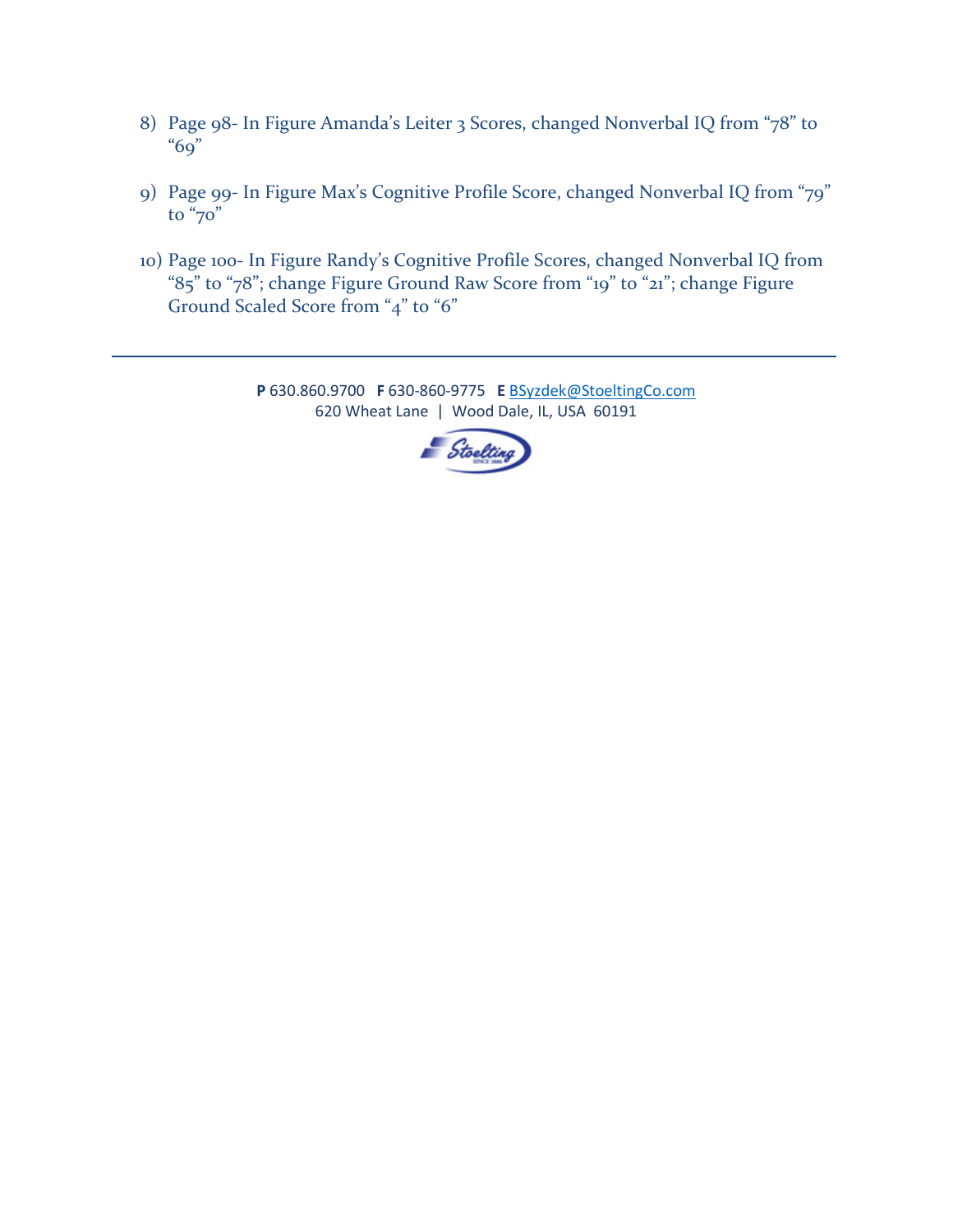8) Page 98- In Figure Amanda's Leiter 3 Scores, changed Nonverbal IQ from "78" to "69"

9) Page 99- In Figure Max's Cognitive Profile Score, changed Nonverbal IQ from "79" to "70"

10) Page 100- In Figure Randy's Cognitive Profile Scores, changed Nonverbal IQ from "85" to "78"; change Figure Ground Raw Score from "19" to "21"; change Figure Ground Scaled Score from "4" to "6"

---

**P** 630.860.9700 **F** 630-860-9775 **E** BSyzdek@StoeltingCo.com
620 Wheat Lane | Wood Dale, IL, USA 60191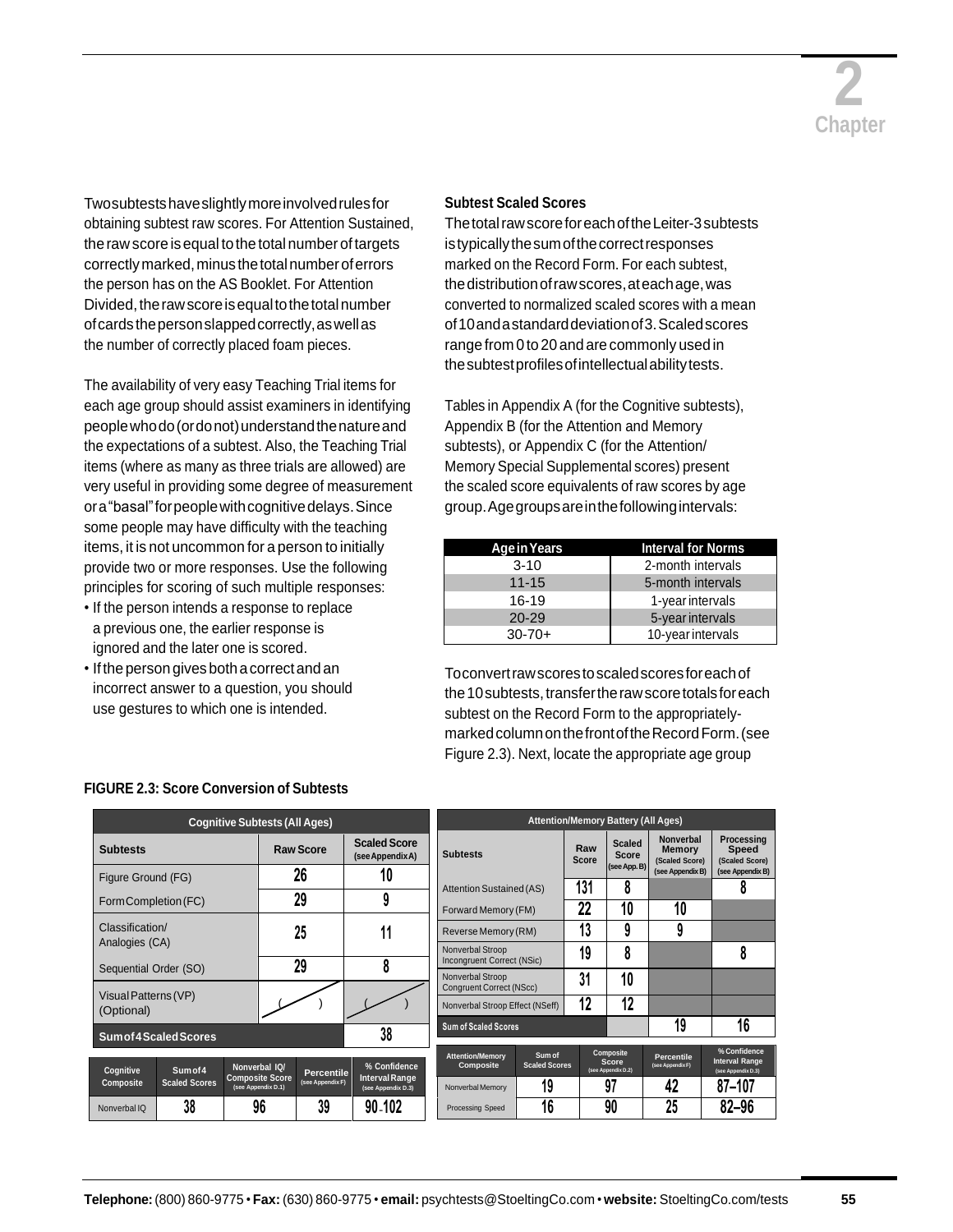Two subtests have slightly more involved rules for obtaining subtest raw scores. For Attention Sustained, the raw score is equal to the total number of targets correctly marked, minus the total number of errors the person has on the AS Booklet. For Attention Divided, the raw score is equal to the total number of cards the person slapped correctly, as well as the number of correctly placed foam pieces.

The availability of very easy Teaching Trial items for each age group should assist examiners in identifying people who do (or do not) understand the nature and the expectations of a subtest. Also, the Teaching Trial items (where as many as three trials are allowed) are very useful in providing some degree of measurement or a "basal" for people with cognitive delays. Since some people may have difficulty with the teaching items, it is not uncommon for a person to initially provide two or more responses. Use the following principles for scoring of such multiple responses:

- If the person intends a response to replace a previous one, the earlier response is ignored and the later one is scored.
- If the person gives both a correct and an incorrect answer to a question, you should use gestures to which one is intended.

### Subtest Scaled Scores

The total raw score for each of the Leiter-3 subtests is typically the sum of the correct responses marked on the Record Form. For each subtest, the distribution of raw scores, at each age, was converted to normalized scaled scores with a mean of 10 and a standard deviation of 3. Scaled scores range from 0 to 20 and are commonly used in the subtest profiles of intellectual ability tests.

Tables in Appendix A (for the Cognitive subtests), Appendix B (for the Attention and Memory subtests), or Appendix C (for the Attention/Memory Special Supplemental scores) present the scaled score equivalents of raw scores by age group. Age groups are in the following intervals:

| Age in Years | Interval for Norms |
|---|---|
| 3-10 | 2-month intervals |
| 11-15 | 5-month intervals |
| 16-19 | 1-year intervals |
| 20-29 | 5-year intervals |
| 30-70+ | 10-year intervals |

To convert raw scores to scaled scores for each of the 10 subtests, transfer the raw score totals for each subtest on the Record Form to the appropriately-marked column on the front of the Record Form. (see Figure 2.3). Next, locate the appropriate age group

**FIGURE 2.3: Score Conversion of Subtests**

| Cognitive Subtests (All Ages) | | |
|---|---|---|
| **Subtests** | **Raw Score** | **Scaled Score (see Appendix A)** |
| Figure Ground (FG) | 26 | 10 |
| Form Completion (FC) | 29 | 9 |
| Classification/ Analogies (CA) | 25 | 11 |
| Sequential Order (SO) | 29 | 8 |
| Visual Patterns (VP) (Optional) | ( ) | ( ) |
| **Sum of 4 Scaled Scores** | | 38 |

| Cognitive Composite | Sum of 4 Scaled Scores | Nonverbal IQ/ Composite Score (see Appendix D.1) | Percentile (see Appendix F) | % Confidence Interval Range (see Appendix D.3) |
|---|---|---|---|---|
| Nonverbal IQ | 38 | 96 | 39 | 90-102 |

| Attention/Memory Battery (All Ages) | | | | |
|---|---|---|---|---|
| **Subtests** | **Raw Score** | **Scaled Score (see App. B)** | **Nonverbal Memory (Scaled Score) (see Appendix B)** | **Processing Speed (Scaled Score) (see Appendix B)** |
| Attention Sustained (AS) | 131 | 8 | | 8 |
| Forward Memory (FM) | 22 | 10 | 10 | |
| Reverse Memory (RM) | 13 | 9 | 9 | |
| Nonverbal Stroop Incongruent Correct (NSic) | 19 | 8 | | 8 |
| Nonverbal Stroop Congruent Correct (NScc) | 31 | 10 | | |
| Nonverbal Stroop Effect (NSeff) | 12 | 12 | | |
| **Sum of Scaled Scores** | | | 19 | 16 |

| Attention/Memory Composite | Sum of Scaled Scores | Composite Score (see Appendix D.2) | Percentile (see Appendix F) | % Confidence Interval Range (see Appendix D.3) |
|---|---|---|---|---|
| Nonverbal Memory | 19 | 97 | 42 | 87–107 |
| Processing Speed | 16 | 90 | 25 | 82–96 |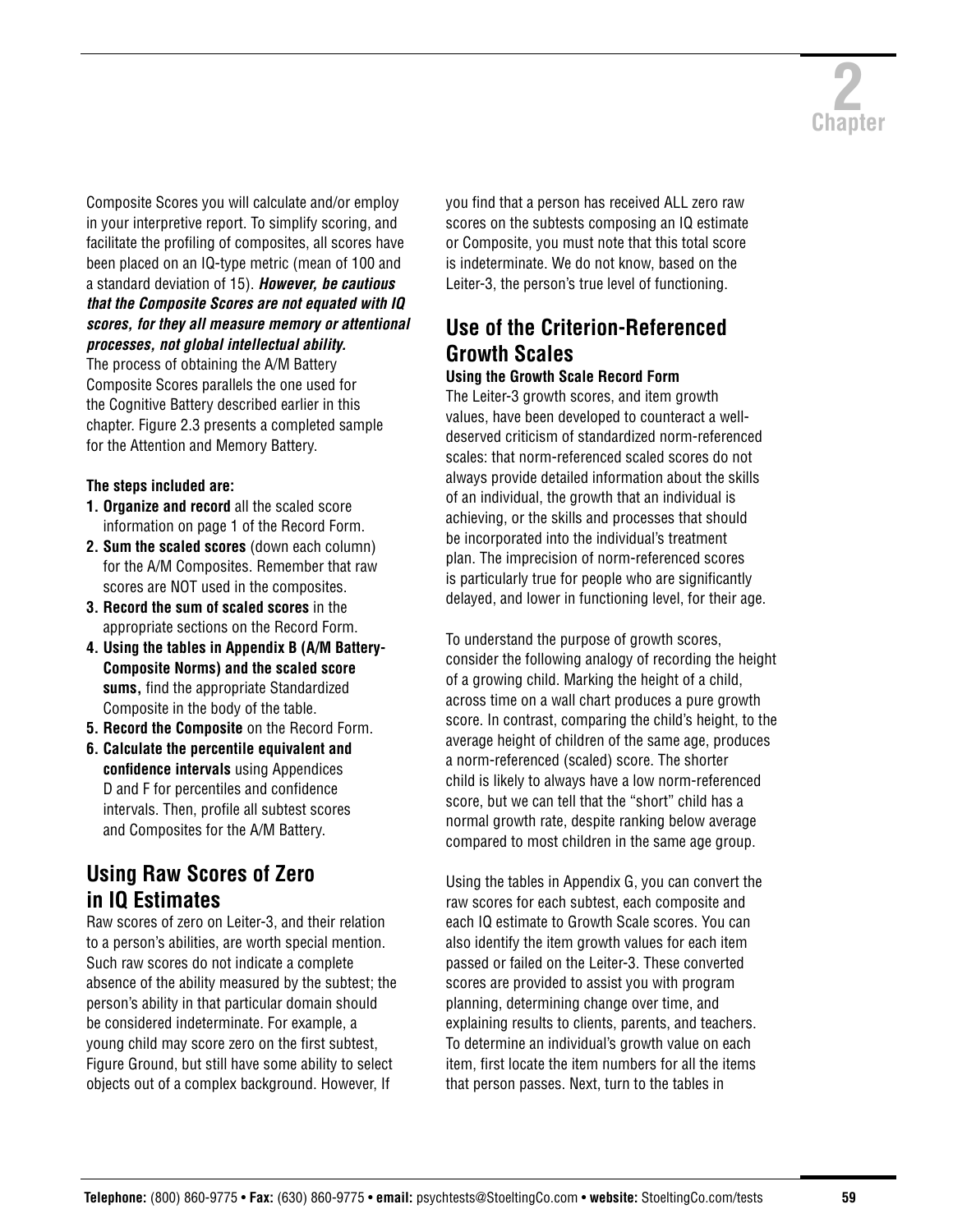Composite Scores you will calculate and/or employ in your interpretive report. To simplify scoring, and facilitate the profiling of composites, all scores have been placed on an IQ-type metric (mean of 100 and a standard deviation of 15). ***However, be cautious that the Composite Scores are not equated with IQ scores, for they all measure memory or attentional processes, not global intellectual ability.*** The process of obtaining the A/M Battery Composite Scores parallels the one used for the Cognitive Battery described earlier in this chapter. Figure 2.3 presents a completed sample for the Attention and Memory Battery.

**The steps included are:**

1. **Organize and record** all the scaled score information on page 1 of the Record Form.
2. **Sum the scaled scores** (down each column) for the A/M Composites. Remember that raw scores are NOT used in the composites.
3. **Record the sum of scaled scores** in the appropriate sections on the Record Form.
4. **Using the tables in Appendix B (A/M Battery-Composite Norms) and the scaled score sums,** find the appropriate Standardized Composite in the body of the table.
5. **Record the Composite** on the Record Form.
6. **Calculate the percentile equivalent and confidence intervals** using Appendices D and F for percentiles and confidence intervals. Then, profile all subtest scores and Composites for the A/M Battery.

## Using Raw Scores of Zero in IQ Estimates

Raw scores of zero on Leiter-3, and their relation to a person's abilities, are worth special mention. Such raw scores do not indicate a complete absence of the ability measured by the subtest; the person's ability in that particular domain should be considered indeterminate. For example, a young child may score zero on the first subtest, Figure Ground, but still have some ability to select objects out of a complex background. However, If you find that a person has received ALL zero raw scores on the subtests composing an IQ estimate or Composite, you must note that this total score is indeterminate. We do not know, based on the Leiter-3, the person's true level of functioning.

## Use of the Criterion-Referenced Growth Scales

### Using the Growth Scale Record Form

The Leiter-3 growth scores, and item growth values, have been developed to counteract a well-deserved criticism of standardized norm-referenced scales: that norm-referenced scaled scores do not always provide detailed information about the skills of an individual, the growth that an individual is achieving, or the skills and processes that should be incorporated into the individual's treatment plan. The imprecision of norm-referenced scores is particularly true for people who are significantly delayed, and lower in functioning level, for their age.

To understand the purpose of growth scores, consider the following analogy of recording the height of a growing child. Marking the height of a child, across time on a wall chart produces a pure growth score. In contrast, comparing the child's height, to the average height of children of the same age, produces a norm-referenced (scaled) score. The shorter child is likely to always have a low norm-referenced score, but we can tell that the "short" child has a normal growth rate, despite ranking below average compared to most children in the same age group.

Using the tables in Appendix G, you can convert the raw scores for each subtest, each composite and each IQ estimate to Growth Scale scores. You can also identify the item growth values for each item passed or failed on the Leiter-3. These converted scores are provided to assist you with program planning, determining change over time, and explaining results to clients, parents, and teachers. To determine an individual's growth value on each item, first locate the item numbers for all the items that person passes. Next, turn to the tables in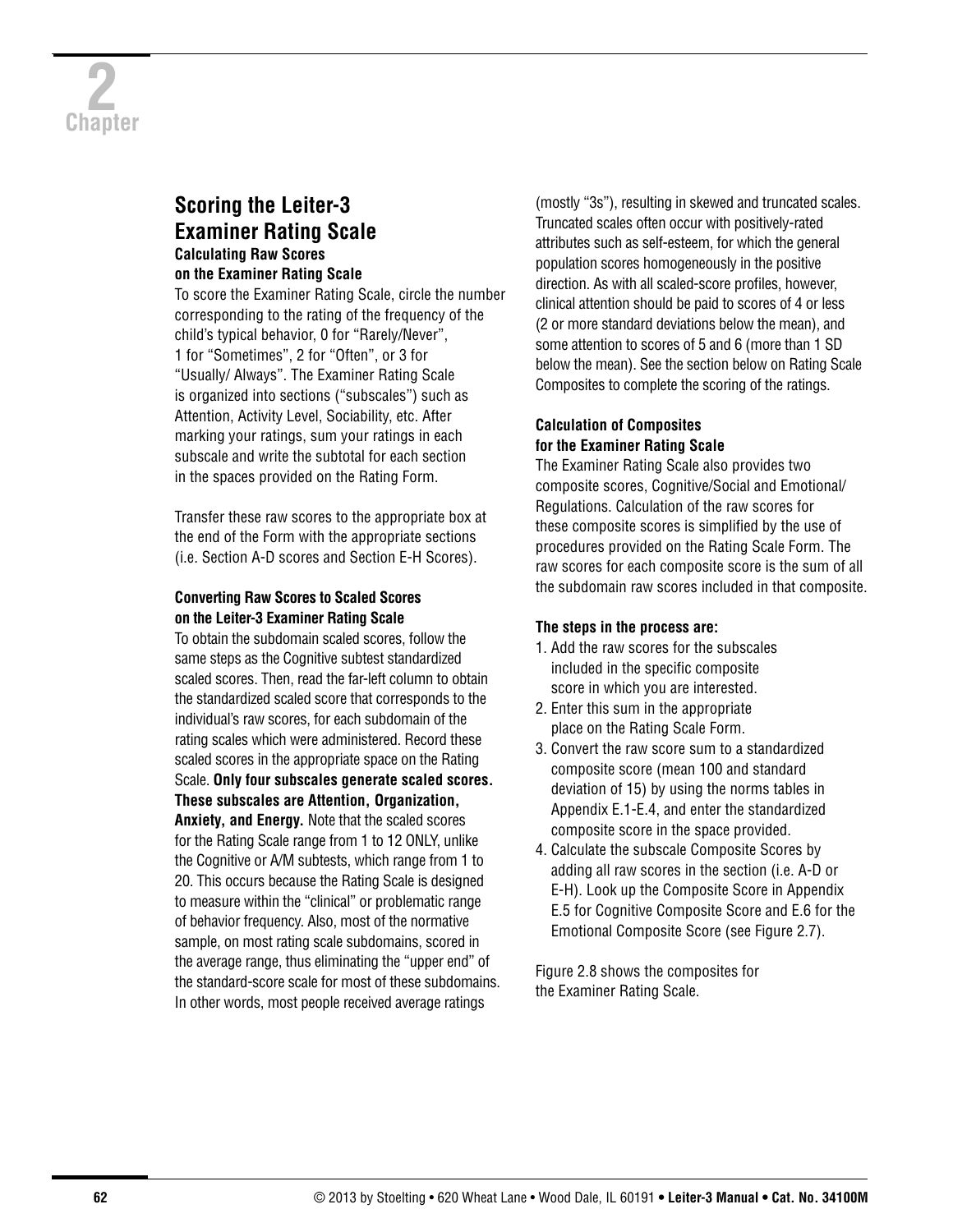## Scoring the Leiter-3 Examiner Rating Scale

### Calculating Raw Scores on the Examiner Rating Scale

To score the Examiner Rating Scale, circle the number corresponding to the rating of the frequency of the child's typical behavior, 0 for "Rarely/Never", 1 for "Sometimes", 2 for "Often", or 3 for "Usually/ Always". The Examiner Rating Scale is organized into sections ("subscales") such as Attention, Activity Level, Sociability, etc. After marking your ratings, sum your ratings in each subscale and write the subtotal for each section in the spaces provided on the Rating Form.

Transfer these raw scores to the appropriate box at the end of the Form with the appropriate sections (i.e. Section A-D scores and Section E-H Scores).

### Converting Raw Scores to Scaled Scores on the Leiter-3 Examiner Rating Scale

To obtain the subdomain scaled scores, follow the same steps as the Cognitive subtest standardized scaled scores. Then, read the far-left column to obtain the standardized scaled score that corresponds to the individual's raw scores, for each subdomain of the rating scales which were administered. Record these scaled scores in the appropriate space on the Rating Scale. **Only four subscales generate scaled scores. These subscales are Attention, Organization, Anxiety, and Energy.** Note that the scaled scores for the Rating Scale range from 1 to 12 ONLY, unlike the Cognitive or A/M subtests, which range from 1 to 20. This occurs because the Rating Scale is designed to measure within the "clinical" or problematic range of behavior frequency. Also, most of the normative sample, on most rating scale subdomains, scored in the average range, thus eliminating the "upper end" of the standard-score scale for most of these subdomains. In other words, most people received average ratings (mostly "3s"), resulting in skewed and truncated scales. Truncated scales often occur with positively-rated attributes such as self-esteem, for which the general population scores homogeneously in the positive direction. As with all scaled-score profiles, however, clinical attention should be paid to scores of 4 or less (2 or more standard deviations below the mean), and some attention to scores of 5 and 6 (more than 1 SD below the mean). See the section below on Rating Scale Composites to complete the scoring of the ratings.

### Calculation of Composites for the Examiner Rating Scale

The Examiner Rating Scale also provides two composite scores, Cognitive/Social and Emotional/ Regulations. Calculation of the raw scores for these composite scores is simplified by the use of procedures provided on the Rating Scale Form. The raw scores for each composite score is the sum of all the subdomain raw scores included in that composite.

**The steps in the process are:**

1. Add the raw scores for the subscales included in the specific composite score in which you are interested.
2. Enter this sum in the appropriate place on the Rating Scale Form.
3. Convert the raw score sum to a standardized composite score (mean 100 and standard deviation of 15) by using the norms tables in Appendix E.1-E.4, and enter the standardized composite score in the space provided.
4. Calculate the subscale Composite Scores by adding all raw scores in the section (i.e. A-D or E-H). Look up the Composite Score in Appendix E.5 for Cognitive Composite Score and E.6 for the Emotional Composite Score (see Figure 2.7).

Figure 2.8 shows the composites for the Examiner Rating Scale.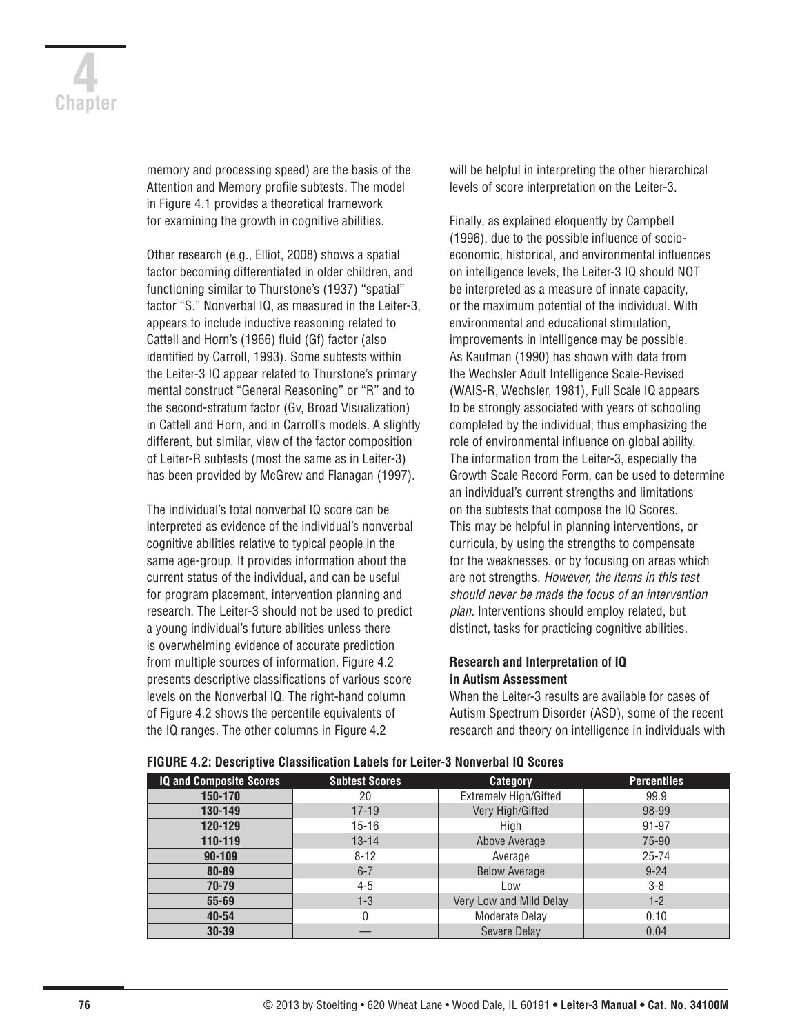memory and processing speed) are the basis of the Attention and Memory profile subtests. The model in Figure 4.1 provides a theoretical framework for examining the growth in cognitive abilities.

Other research (e.g., Elliot, 2008) shows a spatial factor becoming differentiated in older children, and functioning similar to Thurstone's (1937) "spatial" factor "S." Nonverbal IQ, as measured in the Leiter-3, appears to include inductive reasoning related to Cattell and Horn's (1966) fluid (Gf) factor (also identified by Carroll, 1993). Some subtests within the Leiter-3 IQ appear related to Thurstone's primary mental construct "General Reasoning" or "R" and to the second-stratum factor (Gv, Broad Visualization) in Cattell and Horn, and in Carroll's models. A slightly different, but similar, view of the factor composition of Leiter-R subtests (most the same as in Leiter-3) has been provided by McGrew and Flanagan (1997).

The individual's total nonverbal IQ score can be interpreted as evidence of the individual's nonverbal cognitive abilities relative to typical people in the same age-group. It provides information about the current status of the individual, and can be useful for program placement, intervention planning and research. The Leiter-3 should not be used to predict a young individual's future abilities unless there is overwhelming evidence of accurate prediction from multiple sources of information. Figure 4.2 presents descriptive classifications of various score levels on the Nonverbal IQ. The right-hand column of Figure 4.2 shows the percentile equivalents of the IQ ranges. The other columns in Figure 4.2 will be helpful in interpreting the other hierarchical levels of score interpretation on the Leiter-3.

Finally, as explained eloquently by Campbell (1996), due to the possible influence of socio-economic, historical, and environmental influences on intelligence levels, the Leiter-3 IQ should NOT be interpreted as a measure of innate capacity, or the maximum potential of the individual. With environmental and educational stimulation, improvements in intelligence may be possible. As Kaufman (1990) has shown with data from the Wechsler Adult Intelligence Scale-Revised (WAIS-R, Wechsler, 1981), Full Scale IQ appears to be strongly associated with years of schooling completed by the individual; thus emphasizing the role of environmental influence on global ability. The information from the Leiter-3, especially the Growth Scale Record Form, can be used to determine an individual's current strengths and limitations on the subtests that compose the IQ Scores. This may be helpful in planning interventions, or curricula, by using the strengths to compensate for the weaknesses, or by focusing on areas which are not strengths. *However, the items in this test should never be made the focus of an intervention plan.* Interventions should employ related, but distinct, tasks for practicing cognitive abilities.

**Research and Interpretation of IQ in Autism Assessment**

When the Leiter-3 results are available for cases of Autism Spectrum Disorder (ASD), some of the recent research and theory on intelligence in individuals with

**FIGURE 4.2: Descriptive Classification Labels for Leiter-3 Nonverbal IQ Scores**

| IQ and Composite Scores | Subtest Scores | Category | Percentiles |
|---|---|---|---|
| 150-170 | 20 | Extremely High/Gifted | 99.9 |
| 130-149 | 17-19 | Very High/Gifted | 98-99 |
| 120-129 | 15-16 | High | 91-97 |
| 110-119 | 13-14 | Above Average | 75-90 |
| 90-109 | 8-12 | Average | 25-74 |
| 80-89 | 6-7 | Below Average | 9-24 |
| 70-79 | 4-5 | Low | 3-8 |
| 55-69 | 1-3 | Very Low and Mild Delay | 1-2 |
| 40-54 | 0 | Moderate Delay | 0.10 |
| 30-39 | — | Severe Delay | 0.04 |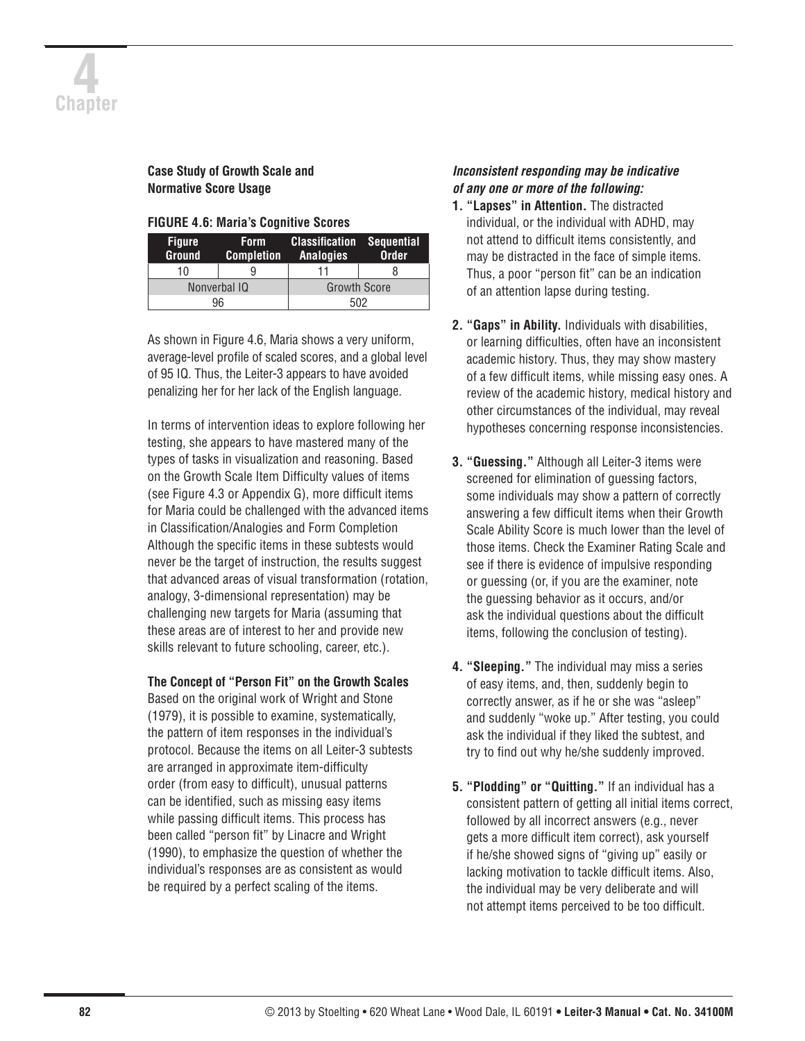### Case Study of Growth Scale and Normative Score Usage

**FIGURE 4.6: Maria's Cognitive Scores**

| Figure Ground | Form Completion | Classification Analogies | Sequential Order |
|---|---|---|---|
| 10 | 9 | 11 | 8 |
| Nonverbal IQ | | Growth Score | |
| 96 | | 502 | |

As shown in Figure 4.6, Maria shows a very uniform, average-level profile of scaled scores, and a global level of 95 IQ. Thus, the Leiter-3 appears to have avoided penalizing her for her lack of the English language.

In terms of intervention ideas to explore following her testing, she appears to have mastered many of the types of tasks in visualization and reasoning. Based on the Growth Scale Item Difficulty values of items (see Figure 4.3 or Appendix G), more difficult items for Maria could be challenged with the advanced items in Classification/Analogies and Form Completion Although the specific items in these subtests would never be the target of instruction, the results suggest that advanced areas of visual transformation (rotation, analogy, 3-dimensional representation) may be challenging new targets for Maria (assuming that these areas are of interest to her and provide new skills relevant to future schooling, career, etc.).

### The Concept of "Person Fit" on the Growth Scales

Based on the original work of Wright and Stone (1979), it is possible to examine, systematically, the pattern of item responses in the individual's protocol. Because the items on all Leiter-3 subtests are arranged in approximate item-difficulty order (from easy to difficult), unusual patterns can be identified, such as missing easy items while passing difficult items. This process has been called "person fit" by Linacre and Wright (1990), to emphasize the question of whether the individual's responses are as consistent as would be required by a perfect scaling of the items.

***Inconsistent responding may be indicative of any one or more of the following:***

1. **"Lapses" in Attention.** The distracted individual, or the individual with ADHD, may not attend to difficult items consistently, and may be distracted in the face of simple items. Thus, a poor "person fit" can be an indication of an attention lapse during testing.

2. **"Gaps" in Ability.** Individuals with disabilities, or learning difficulties, often have an inconsistent academic history. Thus, they may show mastery of a few difficult items, while missing easy ones. A review of the academic history, medical history and other circumstances of the individual, may reveal hypotheses concerning response inconsistencies.

3. **"Guessing."** Although all Leiter-3 items were screened for elimination of guessing factors, some individuals may show a pattern of correctly answering a few difficult items when their Growth Scale Ability Score is much lower than the level of those items. Check the Examiner Rating Scale and see if there is evidence of impulsive responding or guessing (or, if you are the examiner, note the guessing behavior as it occurs, and/or ask the individual questions about the difficult items, following the conclusion of testing).

4. **"Sleeping."** The individual may miss a series of easy items, and, then, suddenly begin to correctly answer, as if he or she was "asleep" and suddenly "woke up." After testing, you could ask the individual if they liked the subtest, and try to find out why he/she suddenly improved.

5. **"Plodding" or "Quitting."** If an individual has a consistent pattern of getting all initial items correct, followed by all incorrect answers (e.g., never gets a more difficult item correct), ask yourself if he/she showed signs of "giving up" easily or lacking motivation to tackle difficult items. Also, the individual may be very deliberate and will not attempt items perceived to be too difficult.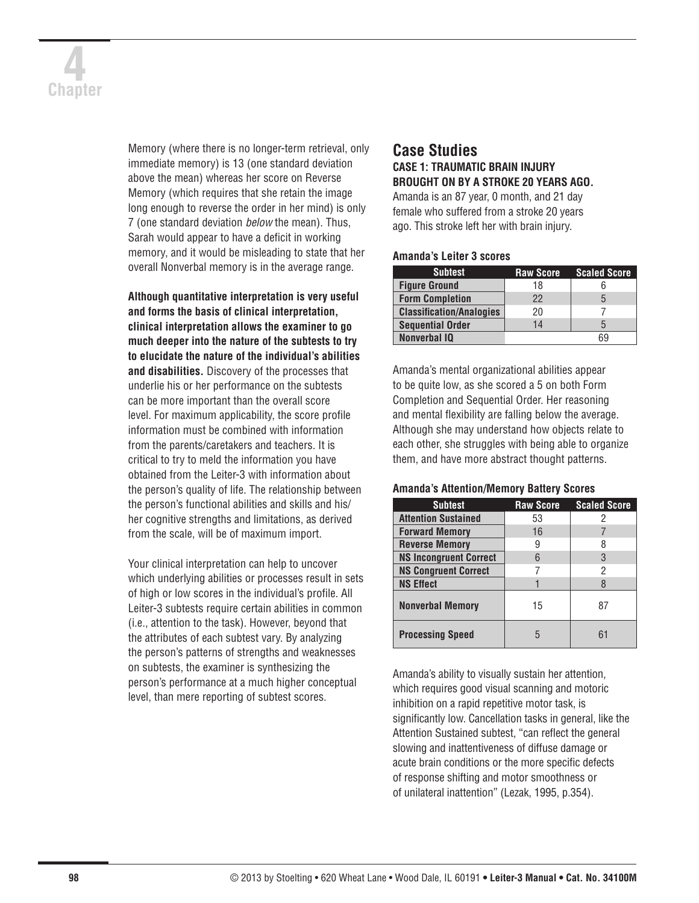Memory (where there is no longer-term retrieval, only immediate memory) is 13 (one standard deviation above the mean) whereas her score on Reverse Memory (which requires that she retain the image long enough to reverse the order in her mind) is only 7 (one standard deviation *below* the mean). Thus, Sarah would appear to have a deficit in working memory, and it would be misleading to state that her overall Nonverbal memory is in the average range.

**Although quantitative interpretation is very useful and forms the basis of clinical interpretation, clinical interpretation allows the examiner to go much deeper into the nature of the subtests to try to elucidate the nature of the individual's abilities and disabilities.** Discovery of the processes that underlie his or her performance on the subtests can be more important than the overall score level. For maximum applicability, the score profile information must be combined with information from the parents/caretakers and teachers. It is critical to try to meld the information you have obtained from the Leiter-3 with information about the person's quality of life. The relationship between the person's functional abilities and skills and his/her cognitive strengths and limitations, as derived from the scale, will be of maximum import.

Your clinical interpretation can help to uncover which underlying abilities or processes result in sets of high or low scores in the individual's profile. All Leiter-3 subtests require certain abilities in common (i.e., attention to the task). However, beyond that the attributes of each subtest vary. By analyzing the person's patterns of strengths and weaknesses on subtests, the examiner is synthesizing the person's performance at a much higher conceptual level, than mere reporting of subtest scores.

## Case Studies

### CASE 1: TRAUMATIC BRAIN INJURY BROUGHT ON BY A STROKE 20 YEARS AGO.

Amanda is an 87 year, 0 month, and 21 day female who suffered from a stroke 20 years ago. This stroke left her with brain injury.

**Amanda's Leiter 3 scores**

| Subtest | Raw Score | Scaled Score |
|---|---|---|
| **Figure Ground** | 18 | 6 |
| **Form Completion** | 22 | 5 |
| **Classification/Analogies** | 20 | 7 |
| **Sequential Order** | 14 | 5 |
| **Nonverbal IQ** | | 69 |

Amanda's mental organizational abilities appear to be quite low, as she scored a 5 on both Form Completion and Sequential Order. Her reasoning and mental flexibility are falling below the average. Although she may understand how objects relate to each other, she struggles with being able to organize them, and have more abstract thought patterns.

**Amanda's Attention/Memory Battery Scores**

| Subtest | Raw Score | Scaled Score |
|---|---|---|
| **Attention Sustained** | 53 | 2 |
| **Forward Memory** | 16 | 7 |
| **Reverse Memory** | 9 | 8 |
| **NS Incongruent Correct** | 6 | 3 |
| **NS Congruent Correct** | 7 | 2 |
| **NS Effect** | 1 | 8 |
| **Nonverbal Memory** | 15 | 87 |
| **Processing Speed** | 5 | 61 |

Amanda's ability to visually sustain her attention, which requires good visual scanning and motoric inhibition on a rapid repetitive motor task, is significantly low. Cancellation tasks in general, like the Attention Sustained subtest, "can reflect the general slowing and inattentiveness of diffuse damage or acute brain conditions or the more specific defects of response shifting and motor smoothness or of unilateral inattention" (Lezak, 1995, p.354).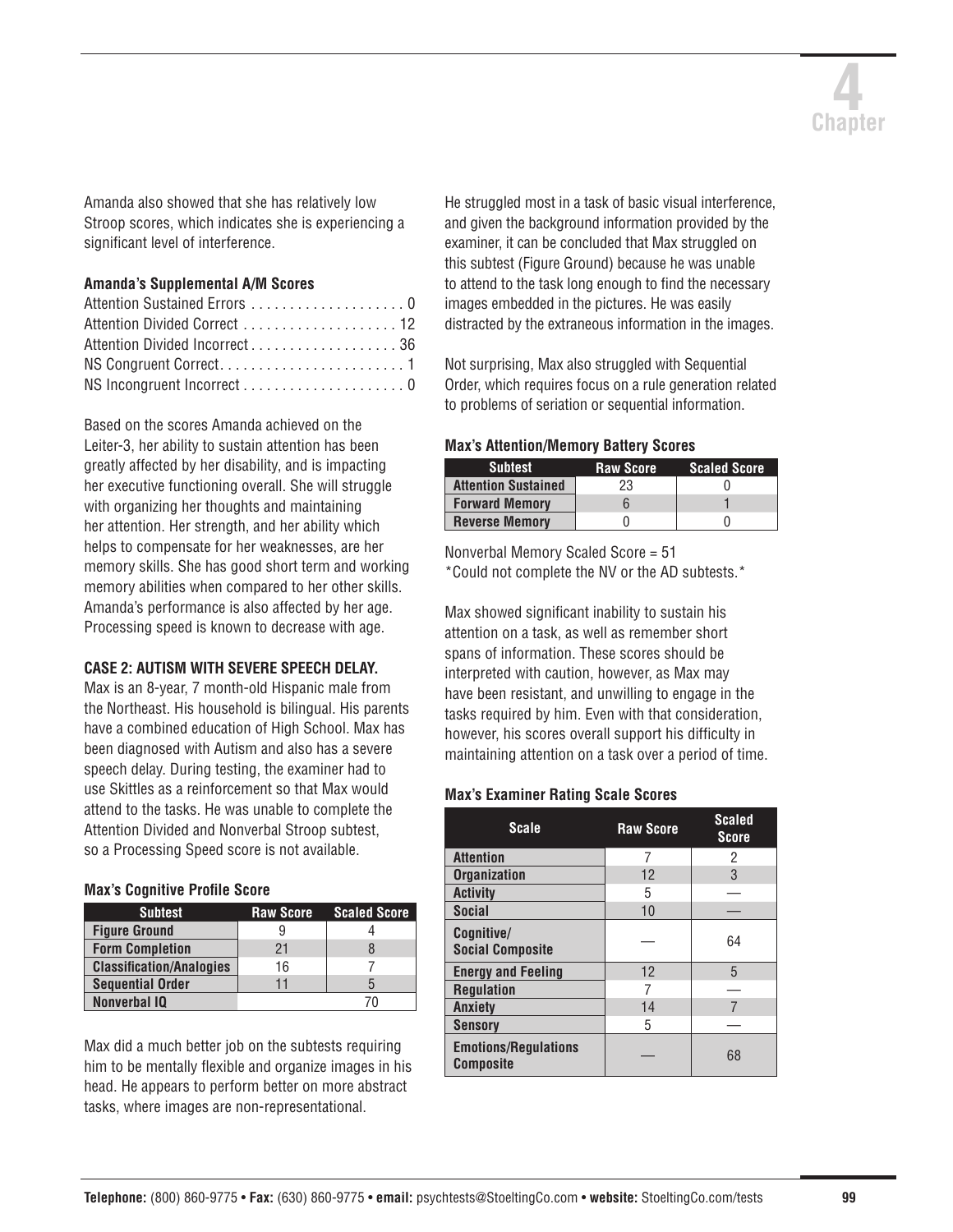Amanda also showed that she has relatively low Stroop scores, which indicates she is experiencing a significant level of interference.

**Amanda's Supplemental A/M Scores**

Attention Sustained Errors . . . . . . . . . . . . . . . . . . . 0
Attention Divided Correct . . . . . . . . . . . . . . . . . . . 12
Attention Divided Incorrect . . . . . . . . . . . . . . . . . . 36
NS Congruent Correct. . . . . . . . . . . . . . . . . . . . . . . 1
NS Incongruent Incorrect . . . . . . . . . . . . . . . . . . . . 0

Based on the scores Amanda achieved on the Leiter-3, her ability to sustain attention has been greatly affected by her disability, and is impacting her executive functioning overall. She will struggle with organizing her thoughts and maintaining her attention. Her strength, and her ability which helps to compensate for her weaknesses, are her memory skills. She has good short term and working memory abilities when compared to her other skills. Amanda's performance is also affected by her age. Processing speed is known to decrease with age.

**CASE 2: AUTISM WITH SEVERE SPEECH DELAY.**

Max is an 8-year, 7 month-old Hispanic male from the Northeast. His household is bilingual. His parents have a combined education of High School. Max has been diagnosed with Autism and also has a severe speech delay. During testing, the examiner had to use Skittles as a reinforcement so that Max would attend to the tasks. He was unable to complete the Attention Divided and Nonverbal Stroop subtest, so a Processing Speed score is not available.

**Max's Cognitive Profile Score**

| Subtest | Raw Score | Scaled Score |
|---|---|---|
| Figure Ground | 9 | 4 |
| Form Completion | 21 | 8 |
| Classification/Analogies | 16 | 7 |
| Sequential Order | 11 | 5 |
| Nonverbal IQ | | 70 |

Max did a much better job on the subtests requiring him to be mentally flexible and organize images in his head. He appears to perform better on more abstract tasks, where images are non-representational.

He struggled most in a task of basic visual interference, and given the background information provided by the examiner, it can be concluded that Max struggled on this subtest (Figure Ground) because he was unable to attend to the task long enough to find the necessary images embedded in the pictures. He was easily distracted by the extraneous information in the images.

Not surprising, Max also struggled with Sequential Order, which requires focus on a rule generation related to problems of seriation or sequential information.

**Max's Attention/Memory Battery Scores**

| Subtest | Raw Score | Scaled Score |
|---|---|---|
| Attention Sustained | 23 | 0 |
| Forward Memory | 6 | 1 |
| Reverse Memory | 0 | 0 |

Nonverbal Memory Scaled Score = 51
*Could not complete the NV or the AD subtests.*

Max showed significant inability to sustain his attention on a task, as well as remember short spans of information. These scores should be interpreted with caution, however, as Max may have been resistant, and unwilling to engage in the tasks required by him. Even with that consideration, however, his scores overall support his difficulty in maintaining attention on a task over a period of time.

**Max's Examiner Rating Scale Scores**

| Scale | Raw Score | Scaled Score |
|---|---|---|
| Attention | 7 | 2 |
| Organization | 12 | 3 |
| Activity | 5 | — |
| Social | 10 | — |
| Cognitive/ Social Composite | — | 64 |
| Energy and Feeling | 12 | 5 |
| Regulation | 7 | — |
| Anxiety | 14 | 7 |
| Sensory | 5 | — |
| Emotions/Regulations Composite | — | 68 |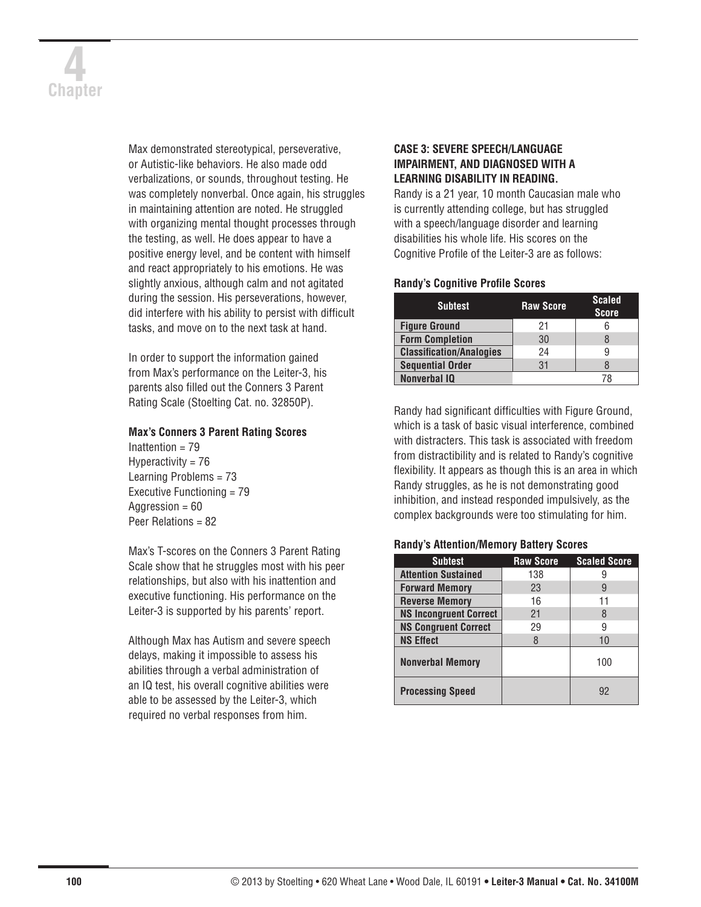Max demonstrated stereotypical, perseverative, or Autistic-like behaviors. He also made odd verbalizations, or sounds, throughout testing. He was completely nonverbal. Once again, his struggles in maintaining attention are noted. He struggled with organizing mental thought processes through the testing, as well. He does appear to have a positive energy level, and be content with himself and react appropriately to his emotions. He was slightly anxious, although calm and not agitated during the session. His perseverations, however, did interfere with his ability to persist with difficult tasks, and move on to the next task at hand.

In order to support the information gained from Max's performance on the Leiter-3, his parents also filled out the Conners 3 Parent Rating Scale (Stoelting Cat. no. 32850P).

**Max's Conners 3 Parent Rating Scores**

Inattention = 79
Hyperactivity = 76
Learning Problems = 73
Executive Functioning = 79
Aggression = 60
Peer Relations = 82

Max's T-scores on the Conners 3 Parent Rating Scale show that he struggles most with his peer relationships, but also with his inattention and executive functioning. His performance on the Leiter-3 is supported by his parents' report.

Although Max has Autism and severe speech delays, making it impossible to assess his abilities through a verbal administration of an IQ test, his overall cognitive abilities were able to be assessed by the Leiter-3, which required no verbal responses from him.

**CASE 3: SEVERE SPEECH/LANGUAGE IMPAIRMENT, AND DIAGNOSED WITH A LEARNING DISABILITY IN READING.**

Randy is a 21 year, 10 month Caucasian male who is currently attending college, but has struggled with a speech/language disorder and learning disabilities his whole life. His scores on the Cognitive Profile of the Leiter-3 are as follows:

**Randy's Cognitive Profile Scores**

| Subtest | Raw Score | Scaled Score |
|---|---|---|
| Figure Ground | 21 | 6 |
| Form Completion | 30 | 8 |
| Classification/Analogies | 24 | 9 |
| Sequential Order | 31 | 8 |
| Nonverbal IQ | | 78 |

Randy had significant difficulties with Figure Ground, which is a task of basic visual interference, combined with distracters. This task is associated with freedom from distractibility and is related to Randy's cognitive flexibility. It appears as though this is an area in which Randy struggles, as he is not demonstrating good inhibition, and instead responded impulsively, as the complex backgrounds were too stimulating for him.

**Randy's Attention/Memory Battery Scores**

| Subtest | Raw Score | Scaled Score |
|---|---|---|
| Attention Sustained | 138 | 9 |
| Forward Memory | 23 | 9 |
| Reverse Memory | 16 | 11 |
| NS Incongruent Correct | 21 | 8 |
| NS Congruent Correct | 29 | 9 |
| NS Effect | 8 | 10 |
| Nonverbal Memory | | 100 |
| Processing Speed | | 92 |